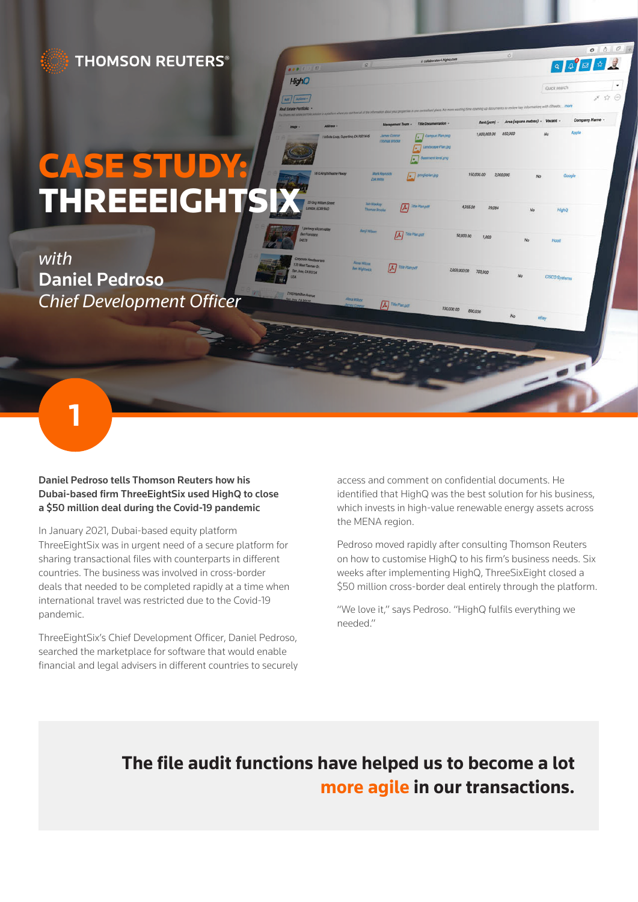THOMSON REUTERS®

# CASE STUDY: THREEEIGHTSIX

*with*
**Daniel Pedroso**
*Chief Development Officer*

**Daniel Pedroso tells Thomson Reuters how his Dubai-based firm ThreeEightSix used HighQ to close a $50 million deal during the Covid-19 pandemic**

In January 2021, Dubai-based equity platform ThreeEightSix was in urgent need of a secure platform for sharing transactional files with counterparts in different countries. The business was involved in cross-border deals that needed to be completed rapidly at a time when international travel was restricted due to the Covid-19 pandemic.

ThreeEightSix's Chief Development Officer, Daniel Pedroso, searched the marketplace for software that would enable financial and legal advisers in different countries to securely access and comment on confidential documents. He identified that HighQ was the best solution for his business, which invests in high-value renewable energy assets across the MENA region.

Pedroso moved rapidly after consulting Thomson Reuters on how to customise HighQ to his firm's business needs. Six weeks after implementing HighQ, ThreeSixEight closed a $50 million cross-border deal entirely through the platform.

"We love it," says Pedroso. "HighQ fulfils everything we needed."

> **The file audit functions have helped us to become a lot more agile in our transactions.**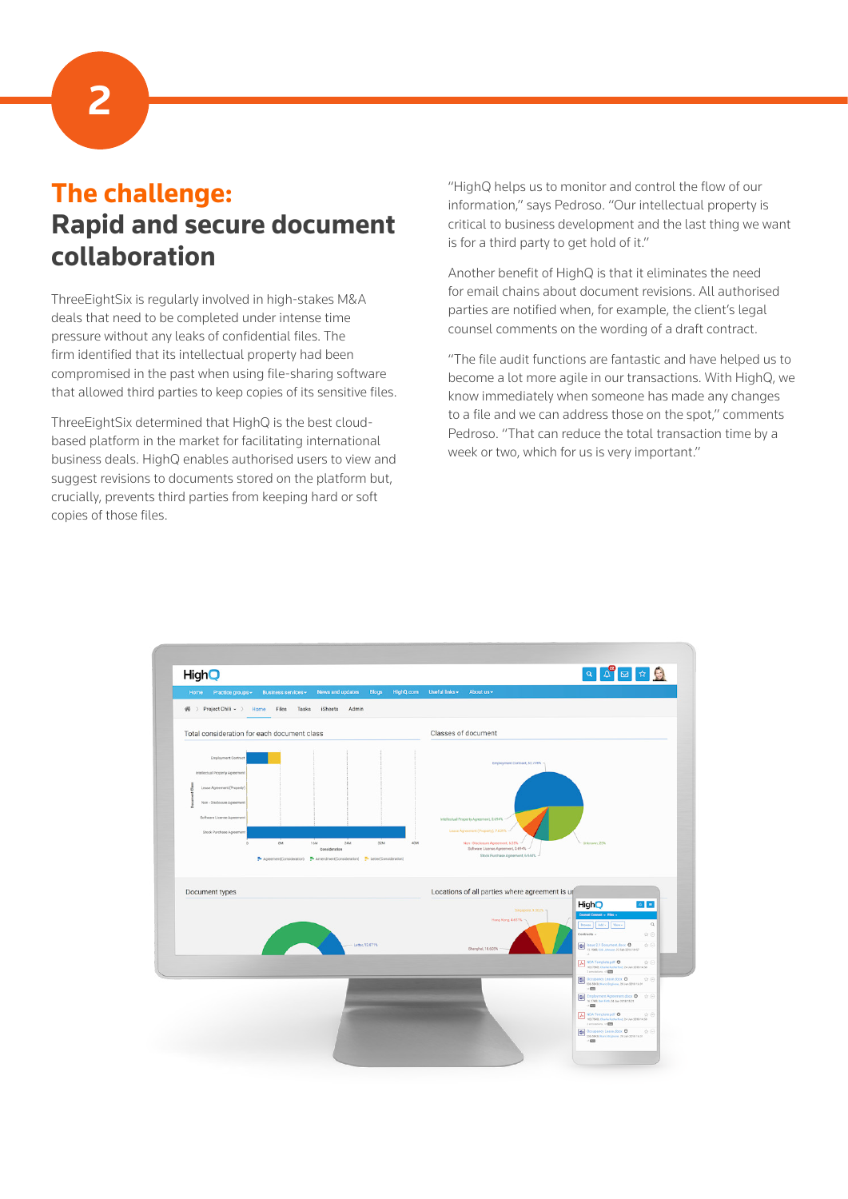2

# The challenge:
## Rapid and secure document collaboration

ThreeEightSix is regularly involved in high-stakes M&A deals that need to be completed under intense time pressure without any leaks of confidential files. The firm identified that its intellectual property had been compromised in the past when using file-sharing software that allowed third parties to keep copies of its sensitive files.

ThreeEightSix determined that HighQ is the best cloud-based platform in the market for facilitating international business deals. HighQ enables authorised users to view and suggest revisions to documents stored on the platform but, crucially, prevents third parties from keeping hard or soft copies of those files.

"HighQ helps us to monitor and control the flow of our information," says Pedroso. "Our intellectual property is critical to business development and the last thing we want is for a third party to get hold of it."

Another benefit of HighQ is that it eliminates the need for email chains about document revisions. All authorised parties are notified when, for example, the client's legal counsel comments on the wording of a draft contract.

"The file audit functions are fantastic and have helped us to become a lot more agile in our transactions. With HighQ, we know immediately when someone has made any changes to a file and we can address those on the spot," comments Pedroso. "That can reduce the total transaction time by a week or two, which for us is very important."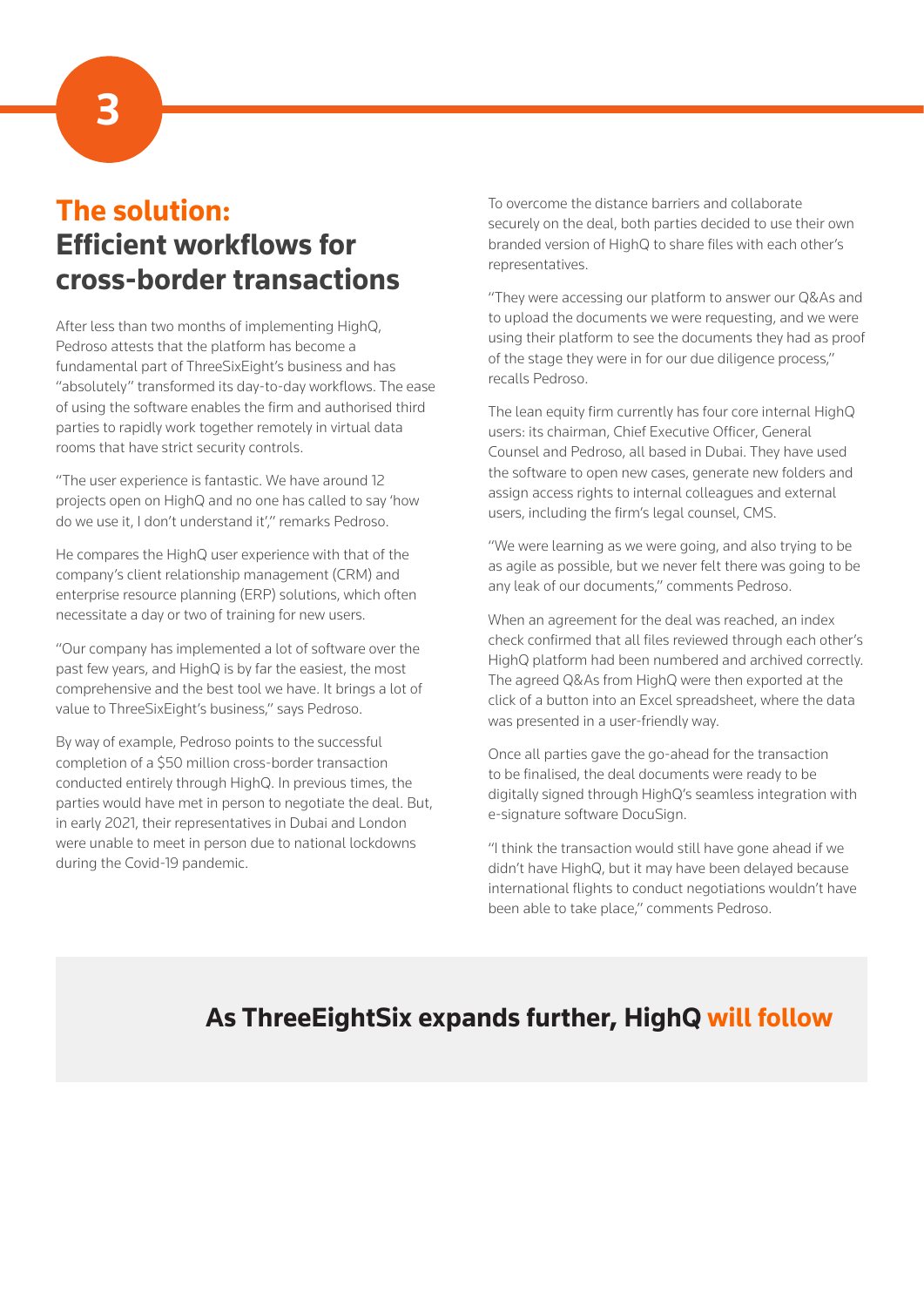# The solution: Efficient workflows for cross-border transactions

After less than two months of implementing HighQ, Pedroso attests that the platform has become a fundamental part of ThreeSixEight's business and has "absolutely" transformed its day-to-day workflows. The ease of using the software enables the firm and authorised third parties to rapidly work together remotely in virtual data rooms that have strict security controls.

"The user experience is fantastic. We have around 12 projects open on HighQ and no one has called to say 'how do we use it, I don't understand it'," remarks Pedroso.

He compares the HighQ user experience with that of the company's client relationship management (CRM) and enterprise resource planning (ERP) solutions, which often necessitate a day or two of training for new users.

"Our company has implemented a lot of software over the past few years, and HighQ is by far the easiest, the most comprehensive and the best tool we have. It brings a lot of value to ThreeSixEight's business," says Pedroso.

By way of example, Pedroso points to the successful completion of a $50 million cross-border transaction conducted entirely through HighQ. In previous times, the parties would have met in person to negotiate the deal. But, in early 2021, their representatives in Dubai and London were unable to meet in person due to national lockdowns during the Covid-19 pandemic.

To overcome the distance barriers and collaborate securely on the deal, both parties decided to use their own branded version of HighQ to share files with each other's representatives.

"They were accessing our platform to answer our Q&As and to upload the documents we were requesting, and we were using their platform to see the documents they had as proof of the stage they were in for our due diligence process," recalls Pedroso.

The lean equity firm currently has four core internal HighQ users: its chairman, Chief Executive Officer, General Counsel and Pedroso, all based in Dubai. They have used the software to open new cases, generate new folders and assign access rights to internal colleagues and external users, including the firm's legal counsel, CMS.

"We were learning as we were going, and also trying to be as agile as possible, but we never felt there was going to be any leak of our documents," comments Pedroso.

When an agreement for the deal was reached, an index check confirmed that all files reviewed through each other's HighQ platform had been numbered and archived correctly. The agreed Q&As from HighQ were then exported at the click of a button into an Excel spreadsheet, where the data was presented in a user-friendly way.

Once all parties gave the go-ahead for the transaction to be finalised, the deal documents were ready to be digitally signed through HighQ's seamless integration with e-signature software DocuSign.

"I think the transaction would still have gone ahead if we didn't have HighQ, but it may have been delayed because international flights to conduct negotiations wouldn't have been able to take place," comments Pedroso.

## As ThreeEightSix expands further, HighQ will follow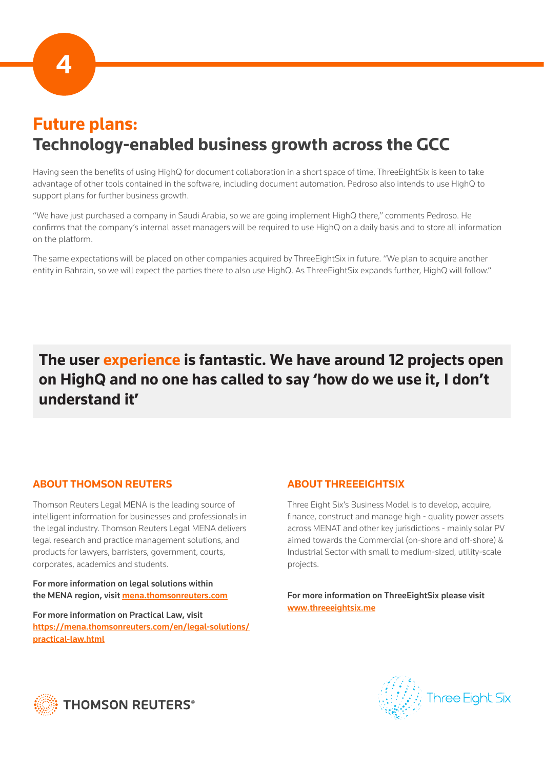# Future plans:
## Technology-enabled business growth across the GCC

Having seen the benefits of using HighQ for document collaboration in a short space of time, ThreeEightSix is keen to take advantage of other tools contained in the software, including document automation. Pedroso also intends to use HighQ to support plans for further business growth.

"We have just purchased a company in Saudi Arabia, so we are going implement HighQ there," comments Pedroso. He confirms that the company's internal asset managers will be required to use HighQ on a daily basis and to store all information on the platform.

The same expectations will be placed on other companies acquired by ThreeEightSix in future. "We plan to acquire another entity in Bahrain, so we will expect the parties there to also use HighQ. As ThreeEightSix expands further, HighQ will follow."

**The user experience is fantastic. We have around 12 projects open on HighQ and no one has called to say 'how do we use it, I don't understand it'**

### ABOUT THOMSON REUTERS

Thomson Reuters Legal MENA is the leading source of intelligent information for businesses and professionals in the legal industry. Thomson Reuters Legal MENA delivers legal research and practice management solutions, and products for lawyers, barristers, government, courts, corporates, academics and students.

**For more information on legal solutions within the MENA region, visit [mena.thomsonreuters.com](mena.thomsonreuters.com)**

**For more information on Practical Law, visit [https://mena.thomsonreuters.com/en/legal-solutions/practical-law.html](https://mena.thomsonreuters.com/en/legal-solutions/practical-law.html)**

### ABOUT THREEEIGHTSIX

Three Eight Six's Business Model is to develop, acquire, finance, construct and manage high - quality power assets across MENAT and other key jurisdictions - mainly solar PV aimed towards the Commercial (on-shore and off-shore) & Industrial Sector with small to medium-sized, utility-scale projects.

**For more information on ThreeEightSix please visit [www.threeeightsix.me](www.threeeightsix.me)**

THOMSON REUTERS®

Three Eight Six